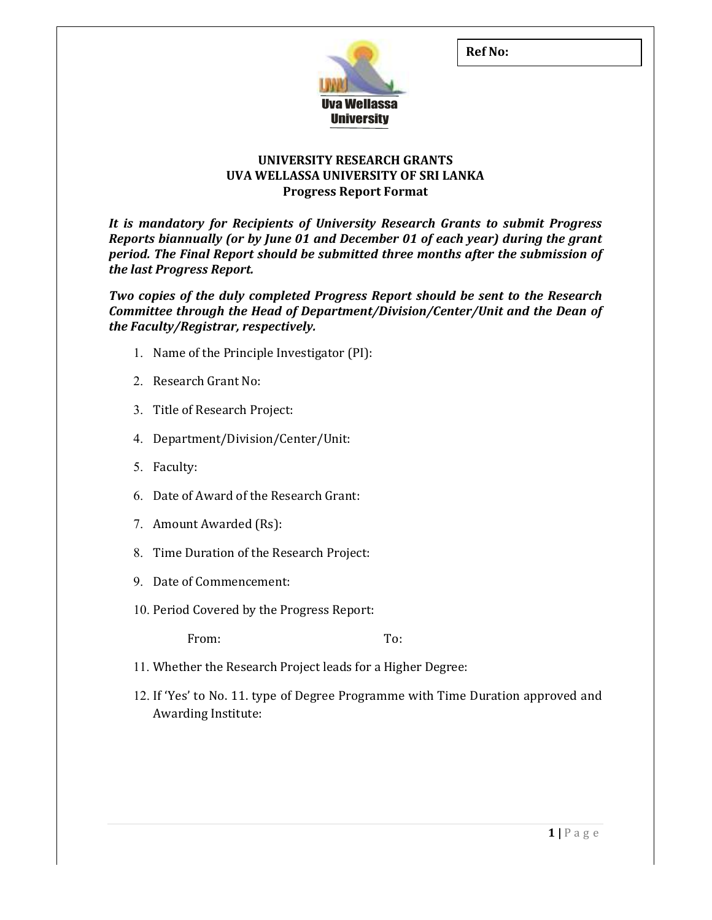**Ref No:**

Uva Wellassa University

# UNIVERSITY RESEARCH GRANTS
## UVA WELLASSA UNIVERSITY OF SRI LANKA
### Progress Report Format

***It is mandatory for Recipients of University Research Grants to submit Progress Reports biannually (or by June 01 and December 01 of each year) during the grant period. The Final Report should be submitted three months after the submission of the last Progress Report.***

***Two copies of the duly completed Progress Report should be sent to the Research Committee through the Head of Department/Division/Center/Unit and the Dean of the Faculty/Registrar, respectively.***

1. Name of the Principle Investigator (PI):
2. Research Grant No:
3. Title of Research Project:
4. Department/Division/Center/Unit:
5. Faculty:
6. Date of Award of the Research Grant:
7. Amount Awarded (Rs):
8. Time Duration of the Research Project:
9. Date of Commencement:
10. Period Covered by the Progress Report:

    From: To:

11. Whether the Research Project leads for a Higher Degree:
12. If 'Yes' to No. 11. type of Degree Programme with Time Duration approved and Awarding Institute: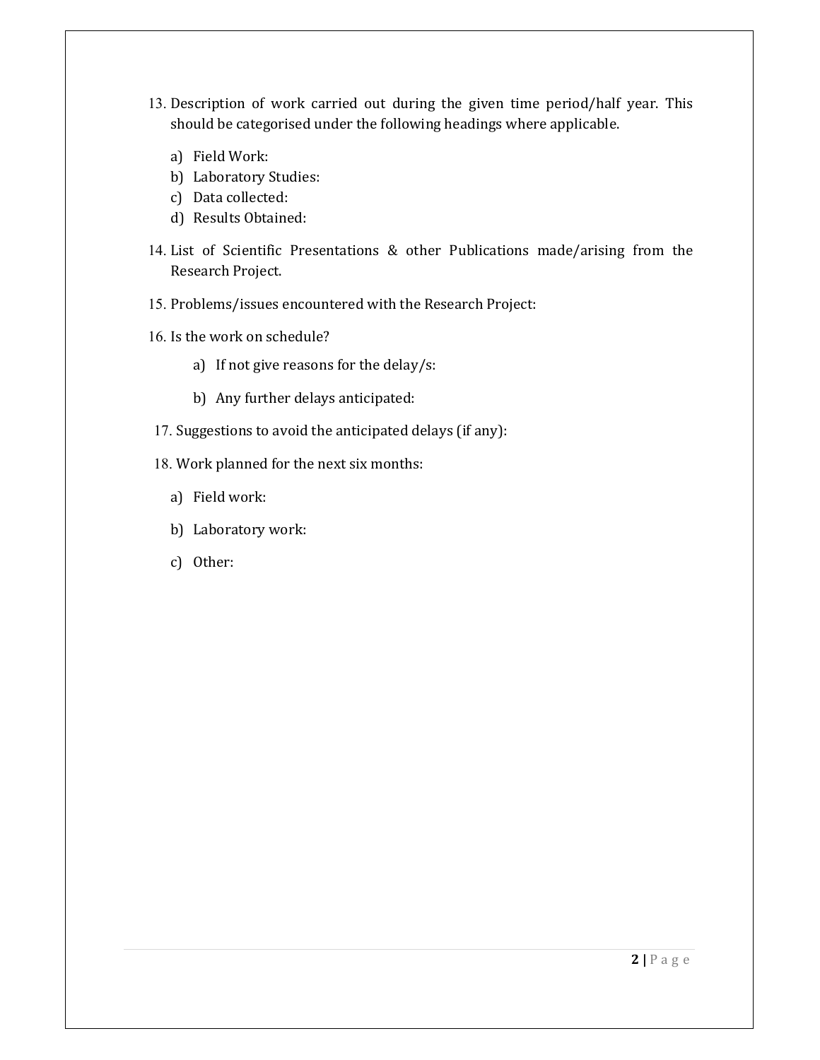13. Description of work carried out during the given time period/half year. This should be categorised under the following headings where applicable.

    a) Field Work:
    b) Laboratory Studies:
    c) Data collected:
    d) Results Obtained:

14. List of Scientific Presentations & other Publications made/arising from the Research Project.

15. Problems/issues encountered with the Research Project:

16. Is the work on schedule?

    a) If not give reasons for the delay/s:

    b) Any further delays anticipated:

17. Suggestions to avoid the anticipated delays (if any):

18. Work planned for the next six months:

    a) Field work:

    b) Laboratory work:

    c) Other: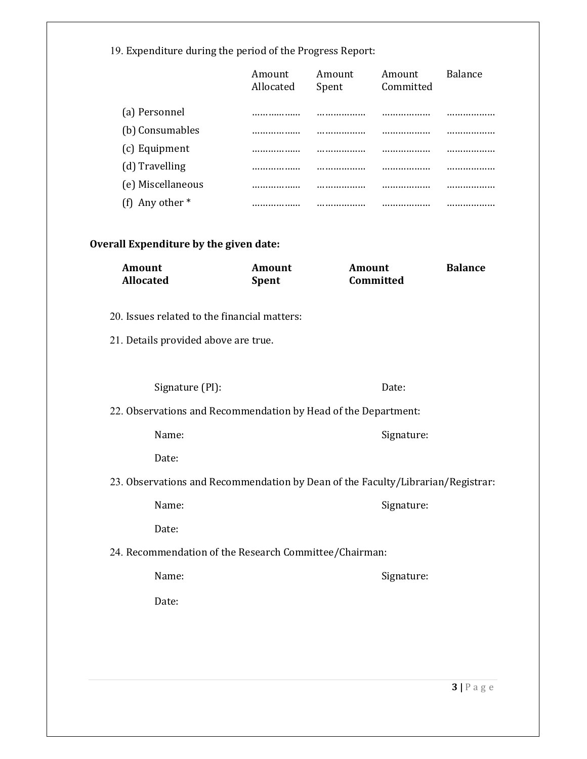19. Expenditure during the period of the Progress Report:

| | Amount Allocated | Amount Spent | Amount Committed | Balance |
|---|---|---|---|---|
| (a) Personnel | ……………... | ……………… | ……………… | ……………… |
| (b) Consumables | ……………... | ……………… | ……………… | ……………… |
| (c) Equipment | ……………... | ……………… | ……………… | ……………… |
| (d) Travelling | ……………... | ……………… | ……………… | ……………… |
| (e) Miscellaneous | ……………... | ……………… | ……………… | ……………… |
| (f) Any other * | ……………... | ……………… | ……………… | ……………… |

**Overall Expenditure by the given date:**

| **Amount Allocated** | **Amount Spent** | **Amount Committed** | **Balance** |
|---|---|---|---|
| | | | |

20. Issues related to the financial matters:

21. Details provided above are true.

Signature (PI): Date:

22. Observations and Recommendation by Head of the Department:

Name: Signature:

Date:

23. Observations and Recommendation by Dean of the Faculty/Librarian/Registrar:

Name: Signature:

Date:

24. Recommendation of the Research Committee/Chairman:

Name: Signature:

Date: